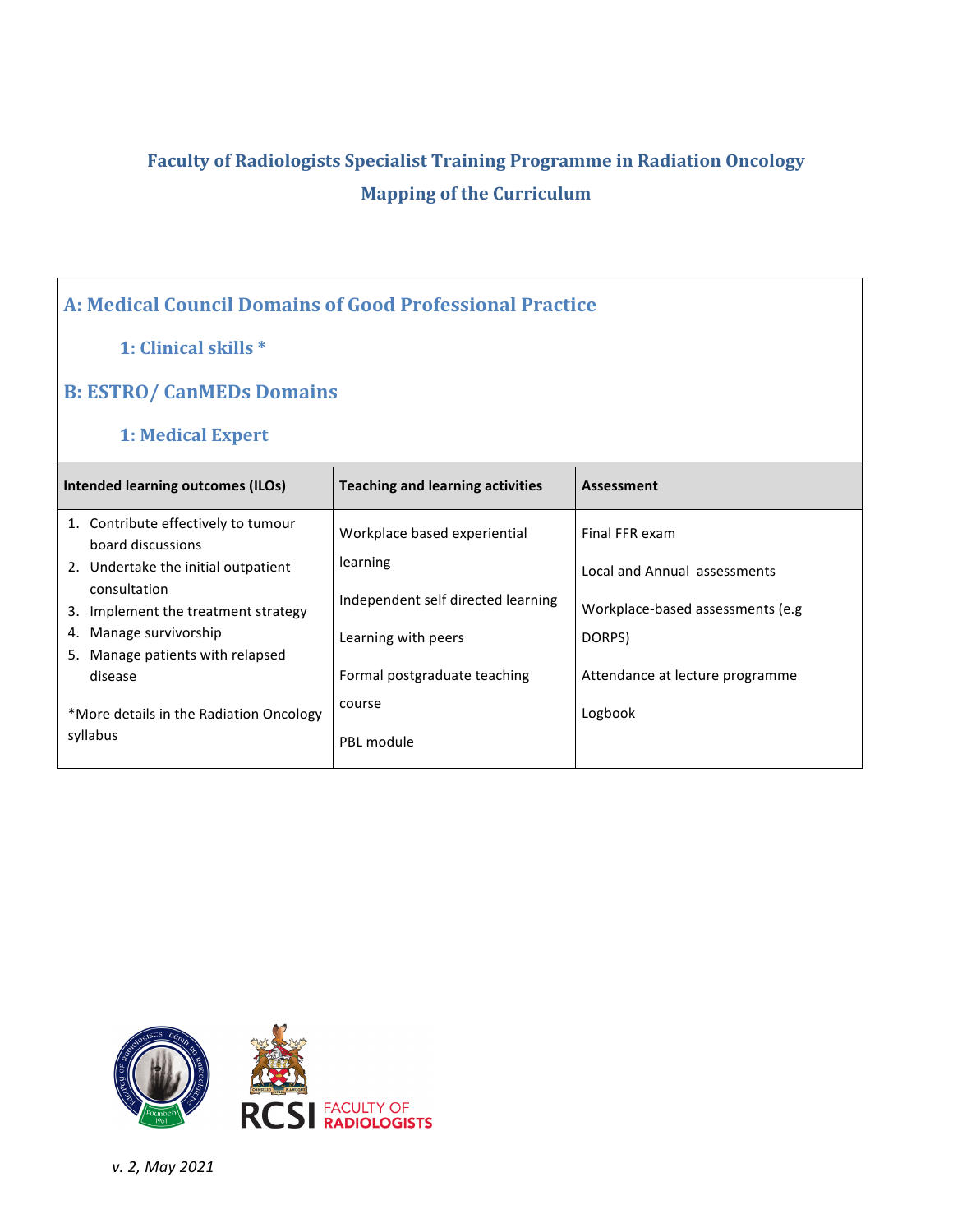# Faculty of Radiologists Specialist Training Programme in Radiation Oncology

# Mapping of the Curriculum

## A: Medical Council Domains of Good Professional Practice

### 1: Clinical skills *

## B: ESTRO/ CanMEDs Domains

### 1: Medical Expert

| Intended learning outcomes (ILOs) | Teaching and learning activities | Assessment |
|---|---|---|
| 1. Contribute effectively to tumour board discussions<br>2. Undertake the initial outpatient consultation<br>3. Implement the treatment strategy<br>4. Manage survivorship<br>5. Manage patients with relapsed disease<br><br>*More details in the Radiation Oncology syllabus | Workplace based experiential learning<br><br>Independent self directed learning<br><br>Learning with peers<br><br>Formal postgraduate teaching course<br><br>PBL module | Final FFR exam<br><br>Local and Annual assessments<br><br>Workplace-based assessments (e.g DORPS)<br><br>Attendance at lecture programme<br><br>Logbook |

RCSI FACULTY OF RADIOLOGISTS

*v. 2, May 2021*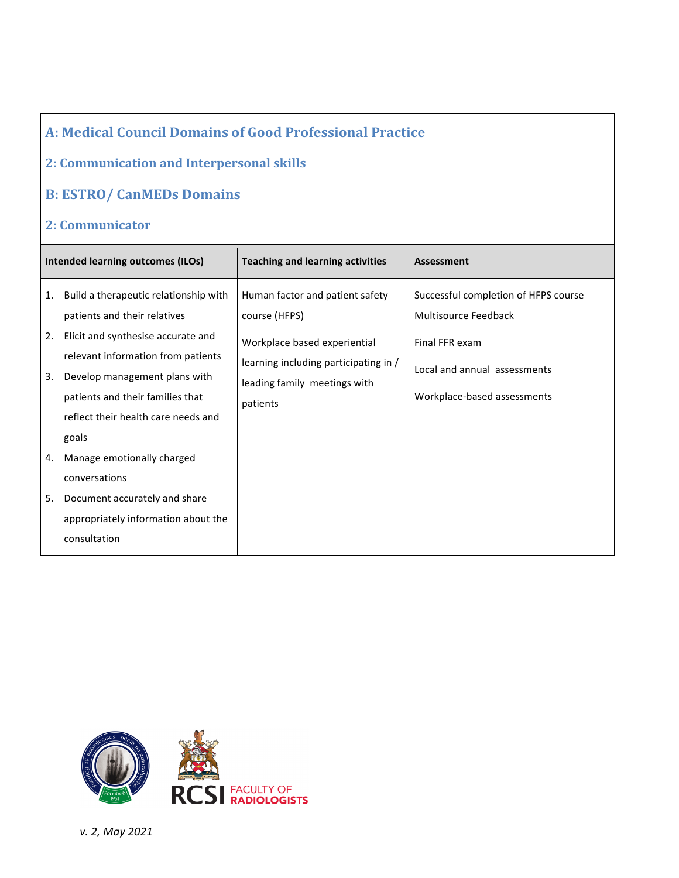## A: Medical Council Domains of Good Professional Practice

## 2: Communication and Interpersonal skills

## B: ESTRO/ CanMEDs Domains

## 2: Communicator

| Intended learning outcomes (ILOs) | Teaching and learning activities | Assessment |
|---|---|---|
| 1. Build a therapeutic relationship with patients and their relatives<br>2. Elicit and synthesise accurate and relevant information from patients<br>3. Develop management plans with patients and their families that reflect their health care needs and goals<br>4. Manage emotionally charged conversations<br>5. Document accurately and share appropriately information about the consultation | Human factor and patient safety course (HFPS)<br><br>Workplace based experiential learning including participating in / leading family meetings with patients | Successful completion of HFPS course<br>Multisource Feedback<br><br>Final FFR exam<br><br>Local and annual assessments<br><br>Workplace-based assessments |

RCSI FACULTY OF RADIOLOGISTS

*v. 2, May 2021*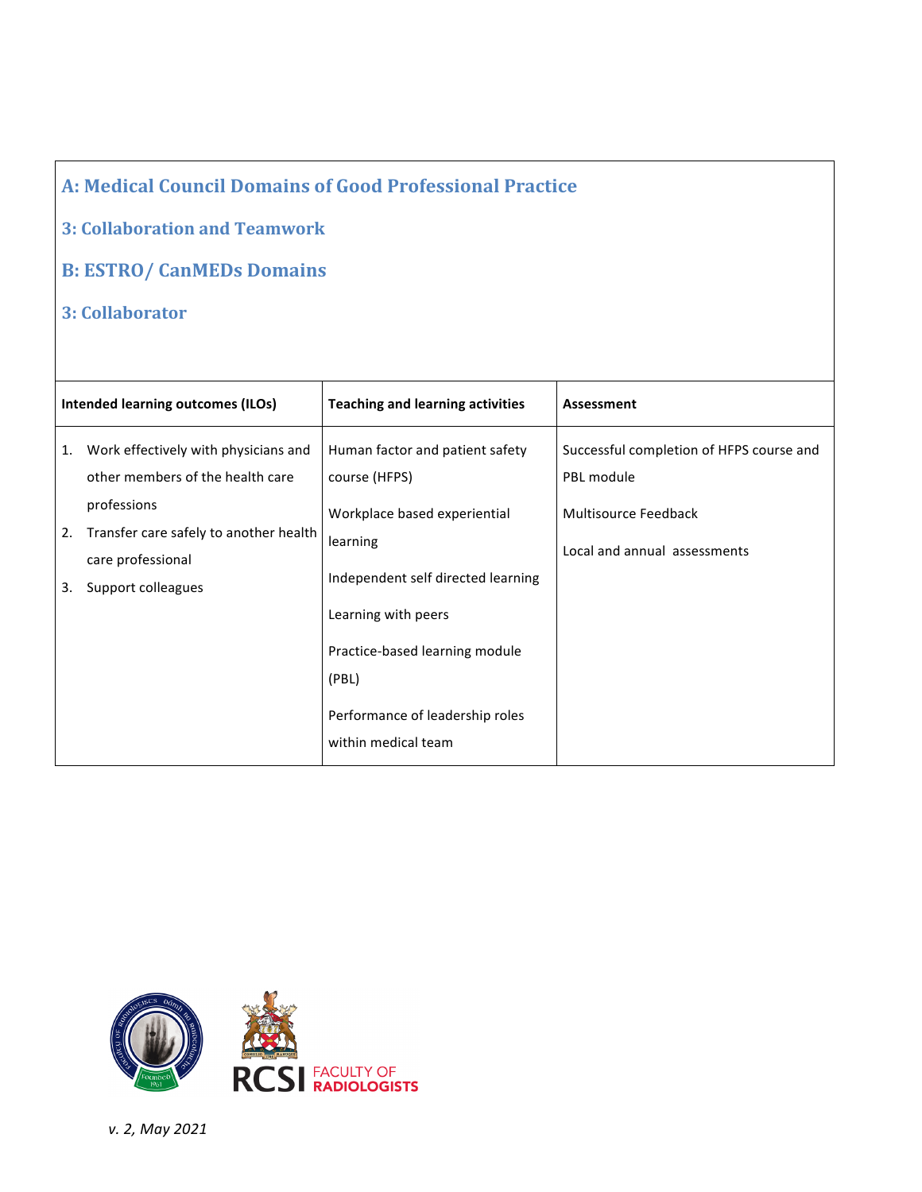## A: Medical Council Domains of Good Professional Practice

### 3: Collaboration and Teamwork

## B: ESTRO/ CanMEDs Domains

### 3: Collaborator

| Intended learning outcomes (ILOs) | Teaching and learning activities | Assessment |
|---|---|---|
| 1. Work effectively with physicians and other members of the health care professions<br>2. Transfer care safely to another health care professional<br>3. Support colleagues | Human factor and patient safety course (HFPS)<br><br>Workplace based experiential learning<br><br>Independent self directed learning<br><br>Learning with peers<br><br>Practice-based learning module (PBL)<br><br>Performance of leadership roles within medical team | Successful completion of HFPS course and PBL module<br><br>Multisource Feedback<br><br>Local and annual assessments |

RCSI FACULTY OF RADIOLOGISTS

*v. 2, May 2021*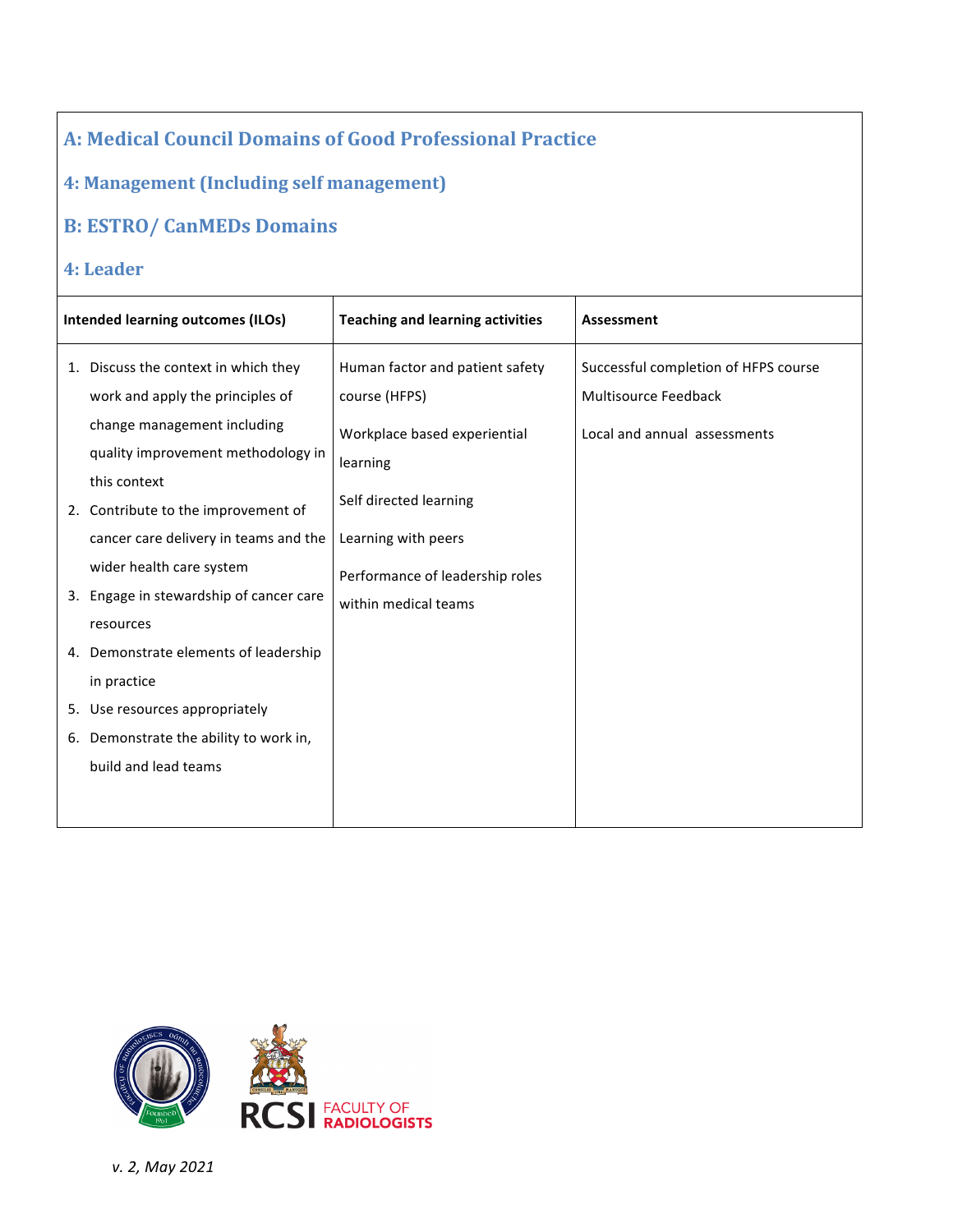## A: Medical Council Domains of Good Professional Practice

### 4: Management (Including self management)

## B: ESTRO/ CanMEDs Domains

### 4: Leader

| Intended learning outcomes (ILOs) | Teaching and learning activities | Assessment |
|---|---|---|
| 1. Discuss the context in which they work and apply the principles of change management including quality improvement methodology in this context<br>2. Contribute to the improvement of cancer care delivery in teams and the wider health care system<br>3. Engage in stewardship of cancer care resources<br>4. Demonstrate elements of leadership in practice<br>5. Use resources appropriately<br>6. Demonstrate the ability to work in, build and lead teams | Human factor and patient safety course (HFPS)<br><br>Workplace based experiential learning<br><br>Self directed learning<br><br>Learning with peers<br><br>Performance of leadership roles within medical teams | Successful completion of HFPS course<br>Multisource Feedback<br><br>Local and annual assessments |

RCSI FACULTY OF RADIOLOGISTS

*v. 2, May 2021*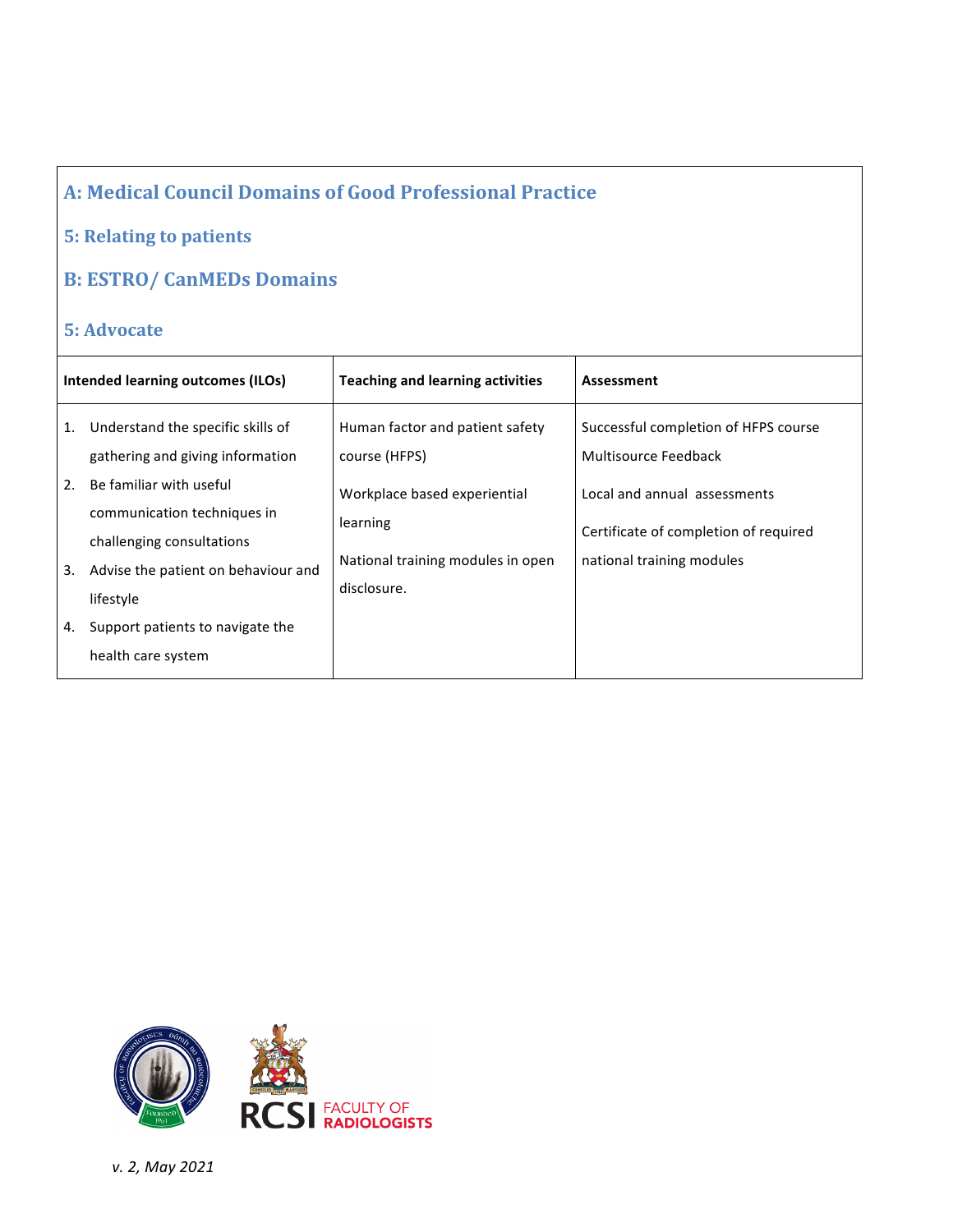## A: Medical Council Domains of Good Professional Practice

### 5: Relating to patients

## B: ESTRO/ CanMEDs Domains

### 5: Advocate

| Intended learning outcomes (ILOs) | Teaching and learning activities | Assessment |
|---|---|---|
| 1. Understand the specific skills of gathering and giving information<br>2. Be familiar with useful communication techniques in challenging consultations<br>3. Advise the patient on behaviour and lifestyle<br>4. Support patients to navigate the health care system | Human factor and patient safety course (HFPS)<br><br>Workplace based experiential learning<br><br>National training modules in open disclosure. | Successful completion of HFPS course<br>Multisource Feedback<br><br>Local and annual assessments<br><br>Certificate of completion of required national training modules |

RCSI FACULTY OF RADIOLOGISTS

*v. 2, May 2021*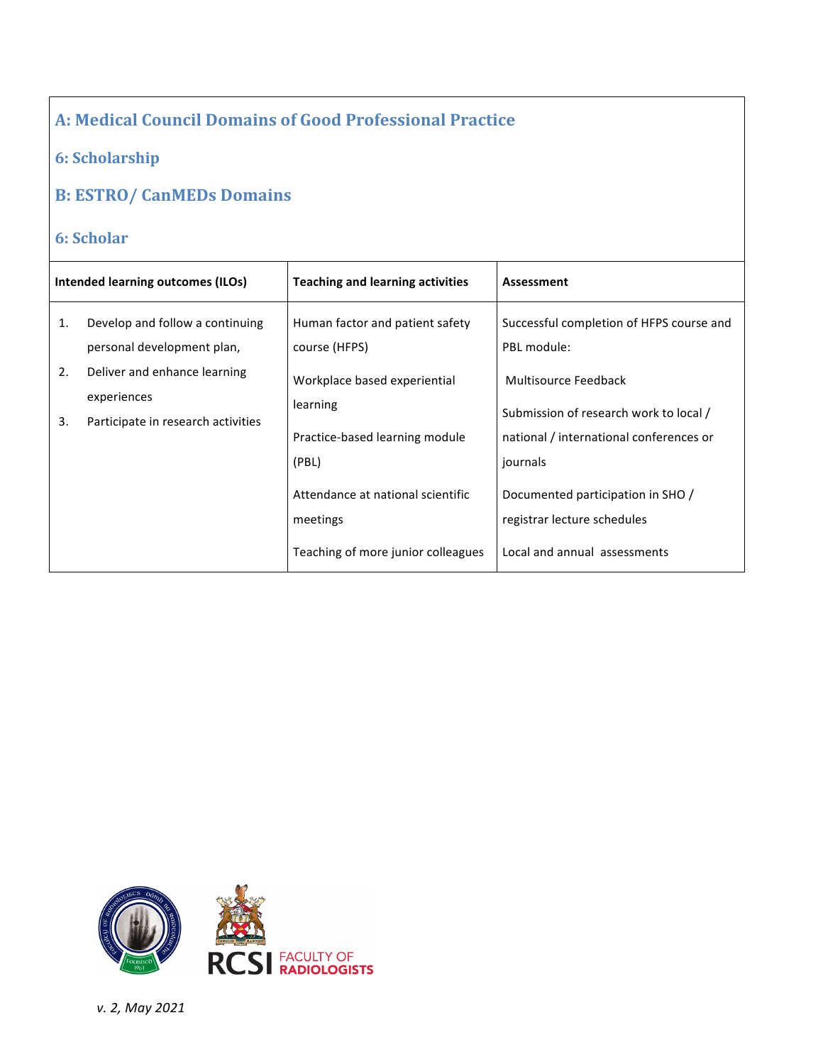## A: Medical Council Domains of Good Professional Practice

## 6: Scholarship

## B: ESTRO/ CanMEDs Domains

## 6: Scholar

| Intended learning outcomes (ILOs) | Teaching and learning activities | Assessment |
|---|---|---|
| 1. Develop and follow a continuing personal development plan,<br>2. Deliver and enhance learning experiences<br>3. Participate in research activities | Human factor and patient safety course (HFPS)<br><br>Workplace based experiential learning<br><br>Practice-based learning module (PBL)<br><br>Attendance at national scientific meetings<br><br>Teaching of more junior colleagues | Successful completion of HFPS course and PBL module:<br><br>Multisource Feedback<br><br>Submission of research work to local / national / international conferences or journals<br><br>Documented participation in SHO / registrar lecture schedules<br><br>Local and annual assessments |

RCSI FACULTY OF RADIOLOGISTS

*v. 2, May 2021*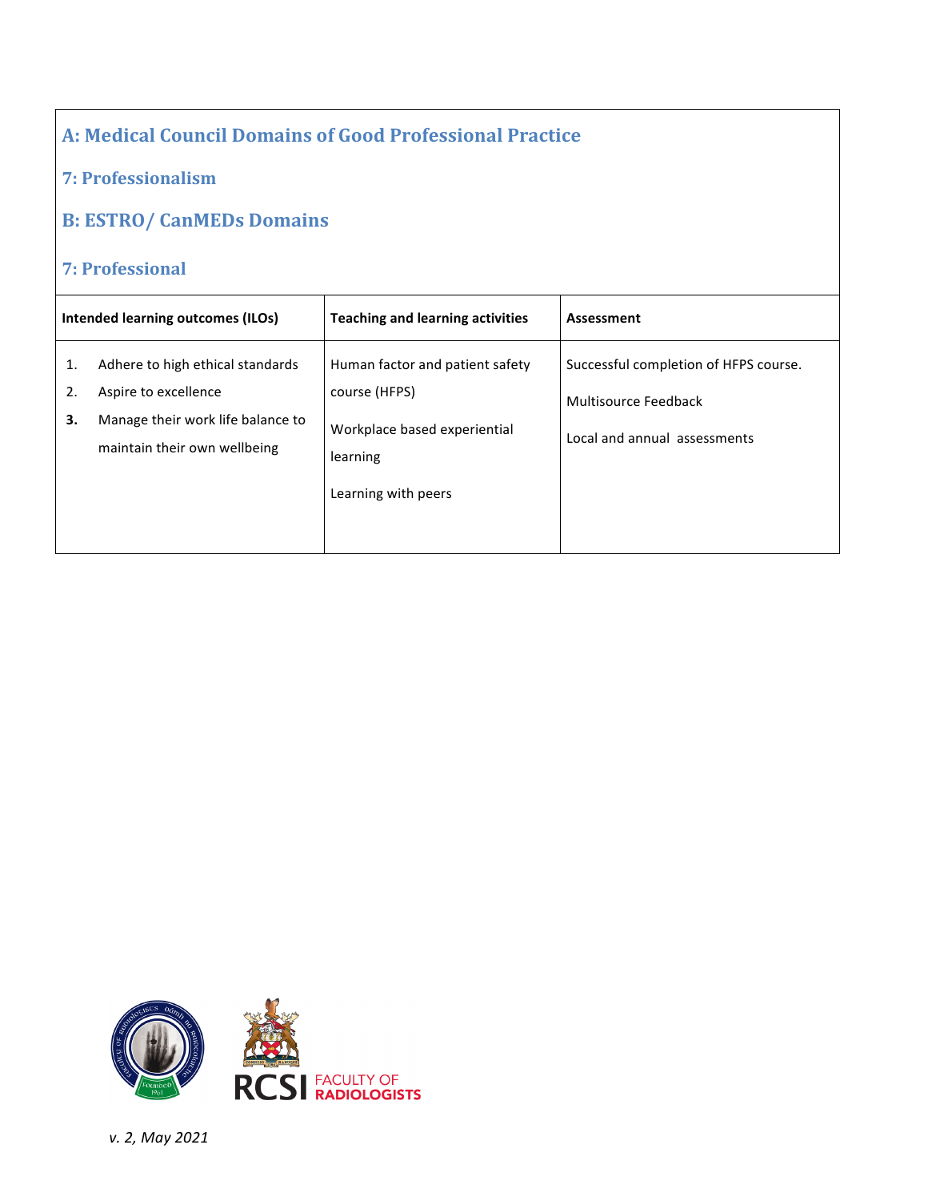## A: Medical Council Domains of Good Professional Practice

### 7: Professionalism

## B: ESTRO/ CanMEDs Domains

### 7: Professional

| Intended learning outcomes (ILOs) | Teaching and learning activities | Assessment |
|---|---|---|
| 1. Adhere to high ethical standards<br>2. Aspire to excellence<br>**3.** Manage their work life balance to maintain their own wellbeing | Human factor and patient safety course (HFPS)<br><br>Workplace based experiential learning<br><br>Learning with peers | Successful completion of HFPS course.<br><br>Multisource Feedback<br><br>Local and annual assessments |

RCSI FACULTY OF RADIOLOGISTS

*v. 2, May 2021*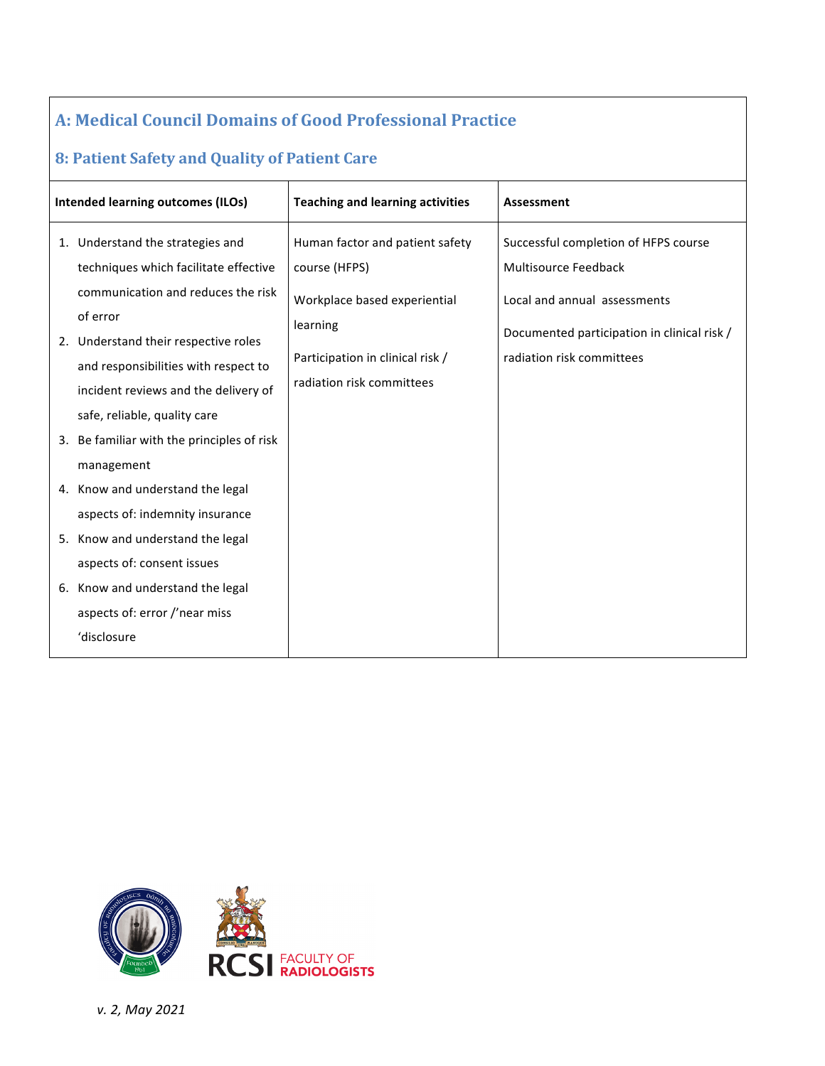## A: Medical Council Domains of Good Professional Practice

### 8: Patient Safety and Quality of Patient Care

| Intended learning outcomes (ILOs) | Teaching and learning activities | Assessment |
|---|---|---|
| 1. Understand the strategies and techniques which facilitate effective communication and reduces the risk of error<br>2. Understand their respective roles and responsibilities with respect to incident reviews and the delivery of safe, reliable, quality care<br>3. Be familiar with the principles of risk management<br>4. Know and understand the legal aspects of: indemnity insurance<br>5. Know and understand the legal aspects of: consent issues<br>6. Know and understand the legal aspects of: error /'near miss 'disclosure | Human factor and patient safety course (HFPS)<br><br>Workplace based experiential learning<br><br>Participation in clinical risk / radiation risk committees | Successful completion of HFPS course<br>Multisource Feedback<br><br>Local and annual assessments<br><br>Documented participation in clinical risk / radiation risk committees |

RCSI FACULTY OF RADIOLOGISTS

*v. 2, May 2021*